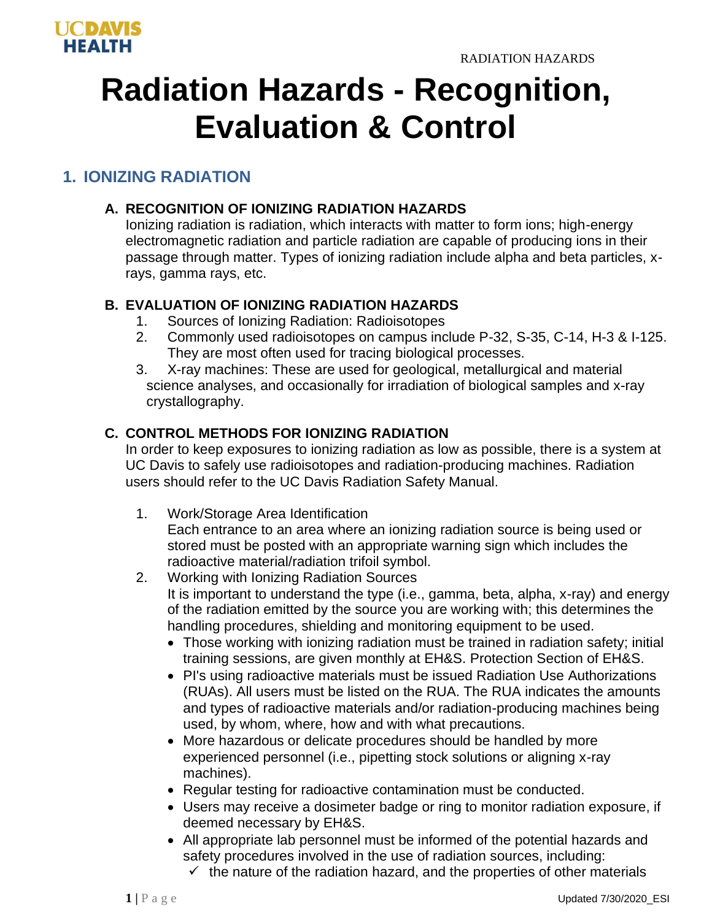# Radiation Hazards - Recognition, Evaluation & Control

## 1. IONIZING RADIATION

### A. RECOGNITION OF IONIZING RADIATION HAZARDS

Ionizing radiation is radiation, which interacts with matter to form ions; high-energy electromagnetic radiation and particle radiation are capable of producing ions in their passage through matter. Types of ionizing radiation include alpha and beta particles, x-rays, gamma rays, etc.

### B. EVALUATION OF IONIZING RADIATION HAZARDS

1. Sources of Ionizing Radiation: Radioisotopes
2. Commonly used radioisotopes on campus include P-32, S-35, C-14, H-3 & I-125. They are most often used for tracing biological processes.
3. X-ray machines: These are used for geological, metallurgical and material science analyses, and occasionally for irradiation of biological samples and x-ray crystallography.

### C. CONTROL METHODS FOR IONIZING RADIATION

In order to keep exposures to ionizing radiation as low as possible, there is a system at UC Davis to safely use radioisotopes and radiation-producing machines. Radiation users should refer to the UC Davis Radiation Safety Manual.

1. Work/Storage Area Identification
   Each entrance to an area where an ionizing radiation source is being used or stored must be posted with an appropriate warning sign which includes the radioactive material/radiation trifoil symbol.
2. Working with Ionizing Radiation Sources
   It is important to understand the type (i.e., gamma, beta, alpha, x-ray) and energy of the radiation emitted by the source you are working with; this determines the handling procedures, shielding and monitoring equipment to be used.
   - Those working with ionizing radiation must be trained in radiation safety; initial training sessions, are given monthly at EH&S. Protection Section of EH&S.
   - PI's using radioactive materials must be issued Radiation Use Authorizations (RUAs). All users must be listed on the RUA. The RUA indicates the amounts and types of radioactive materials and/or radiation-producing machines being used, by whom, where, how and with what precautions.
   - More hazardous or delicate procedures should be handled by more experienced personnel (i.e., pipetting stock solutions or aligning x-ray machines).
   - Regular testing for radioactive contamination must be conducted.
   - Users may receive a dosimeter badge or ring to monitor radiation exposure, if deemed necessary by EH&S.
   - All appropriate lab personnel must be informed of the potential hazards and safety procedures involved in the use of radiation sources, including:
     - ✓ the nature of the radiation hazard, and the properties of other materials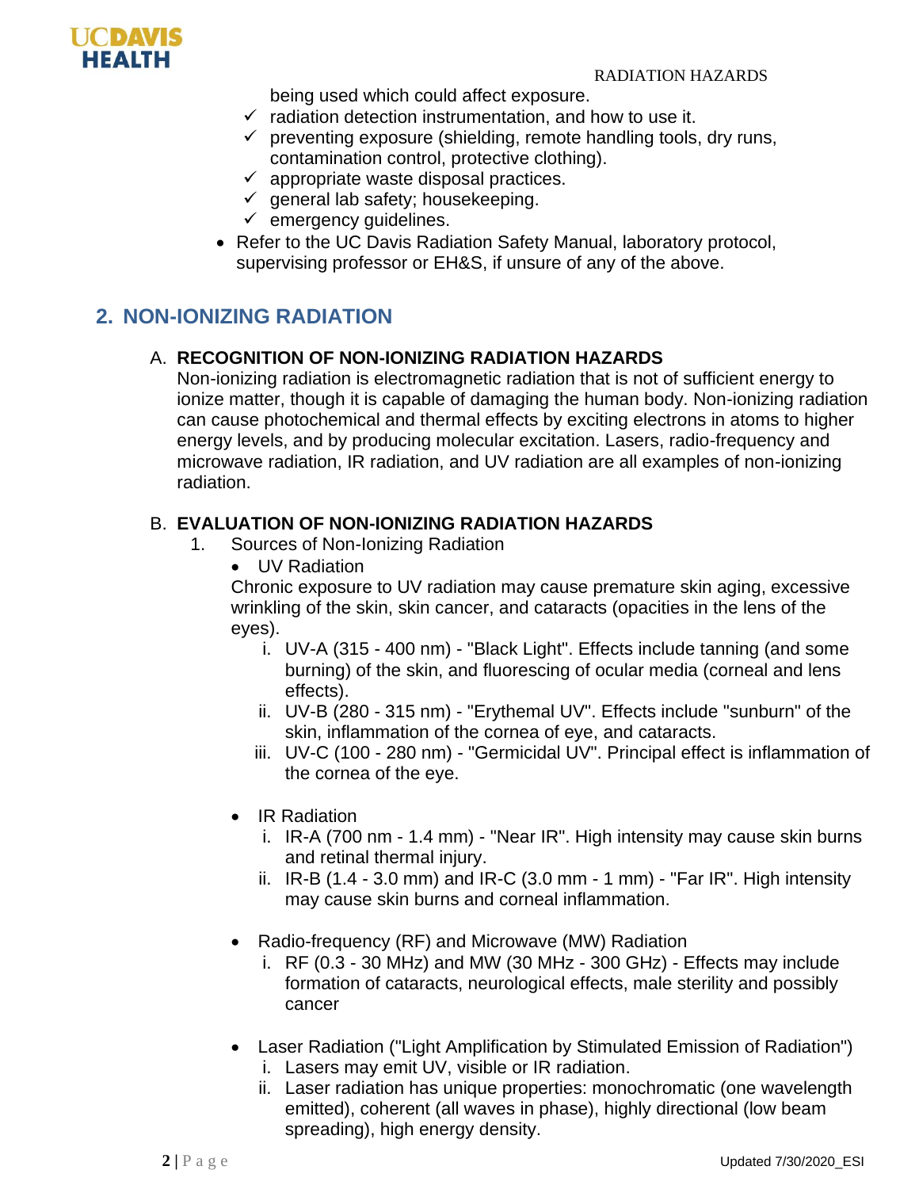being used which could affect exposure.
- ✓ radiation detection instrumentation, and how to use it.
- ✓ preventing exposure (shielding, remote handling tools, dry runs, contamination control, protective clothing).
- ✓ appropriate waste disposal practices.
- ✓ general lab safety; housekeeping.
- ✓ emergency guidelines.

- Refer to the UC Davis Radiation Safety Manual, laboratory protocol, supervising professor or EH&S, if unsure of any of the above.

## 2. NON-IONIZING RADIATION

### A. RECOGNITION OF NON-IONIZING RADIATION HAZARDS

Non-ionizing radiation is electromagnetic radiation that is not of sufficient energy to ionize matter, though it is capable of damaging the human body. Non-ionizing radiation can cause photochemical and thermal effects by exciting electrons in atoms to higher energy levels, and by producing molecular excitation. Lasers, radio-frequency and microwave radiation, IR radiation, and UV radiation are all examples of non-ionizing radiation.

### B. EVALUATION OF NON-IONIZING RADIATION HAZARDS

1. Sources of Non-Ionizing Radiation

- UV Radiation

  Chronic exposure to UV radiation may cause premature skin aging, excessive wrinkling of the skin, skin cancer, and cataracts (opacities in the lens of the eyes).

  i. UV-A (315 - 400 nm) - "Black Light". Effects include tanning (and some burning) of the skin, and fluorescing of ocular media (corneal and lens effects).
  ii. UV-B (280 - 315 nm) - "Erythemal UV". Effects include "sunburn" of the skin, inflammation of the cornea of eye, and cataracts.
  iii. UV-C (100 - 280 nm) - "Germicidal UV". Principal effect is inflammation of the cornea of the eye.

- IR Radiation
  i. IR-A (700 nm - 1.4 mm) - "Near IR". High intensity may cause skin burns and retinal thermal injury.
  ii. IR-B (1.4 - 3.0 mm) and IR-C (3.0 mm - 1 mm) - "Far IR". High intensity may cause skin burns and corneal inflammation.

- Radio-frequency (RF) and Microwave (MW) Radiation
  i. RF (0.3 - 30 MHz) and MW (30 MHz - 300 GHz) - Effects may include formation of cataracts, neurological effects, male sterility and possibly cancer

- Laser Radiation ("Light Amplification by Stimulated Emission of Radiation")
  i. Lasers may emit UV, visible or IR radiation.
  ii. Laser radiation has unique properties: monochromatic (one wavelength emitted), coherent (all waves in phase), highly directional (low beam spreading), high energy density.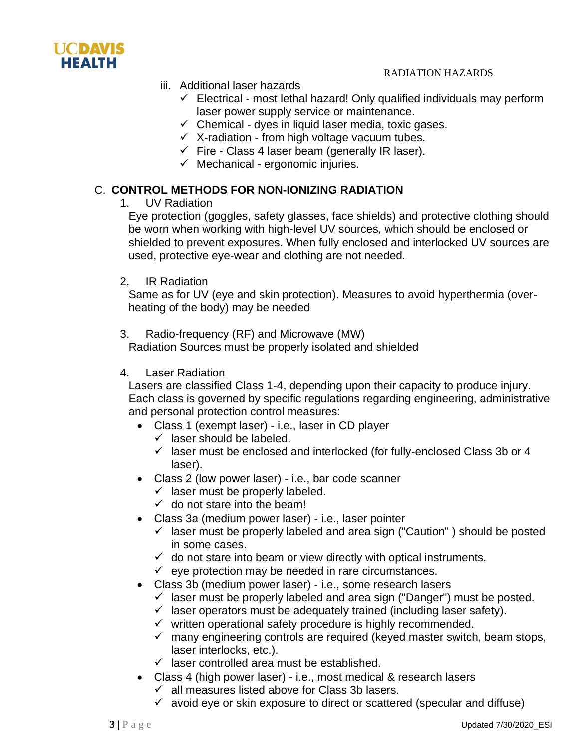iii. Additional laser hazards
   - ✓ Electrical - most lethal hazard! Only qualified individuals may perform laser power supply service or maintenance.
   - ✓ Chemical - dyes in liquid laser media, toxic gases.
   - ✓ X-radiation - from high voltage vacuum tubes.
   - ✓ Fire - Class 4 laser beam (generally IR laser).
   - ✓ Mechanical - ergonomic injuries.

## C. CONTROL METHODS FOR NON-IONIZING RADIATION

1. UV Radiation

   Eye protection (goggles, safety glasses, face shields) and protective clothing should be worn when working with high-level UV sources, which should be enclosed or shielded to prevent exposures. When fully enclosed and interlocked UV sources are used, protective eye-wear and clothing are not needed.

2. IR Radiation

   Same as for UV (eye and skin protection). Measures to avoid hyperthermia (over-heating of the body) may be needed

3. Radio-frequency (RF) and Microwave (MW)

   Radiation Sources must be properly isolated and shielded

4. Laser Radiation

   Lasers are classified Class 1-4, depending upon their capacity to produce injury. Each class is governed by specific regulations regarding engineering, administrative and personal protection control measures:

   - Class 1 (exempt laser) - i.e., laser in CD player
     - ✓ laser should be labeled.
     - ✓ laser must be enclosed and interlocked (for fully-enclosed Class 3b or 4 laser).
   - Class 2 (low power laser) - i.e., bar code scanner
     - ✓ laser must be properly labeled.
     - ✓ do not stare into the beam!
   - Class 3a (medium power laser) - i.e., laser pointer
     - ✓ laser must be properly labeled and area sign ("Caution" ) should be posted in some cases.
     - ✓ do not stare into beam or view directly with optical instruments.
     - ✓ eye protection may be needed in rare circumstances.
   - Class 3b (medium power laser) - i.e., some research lasers
     - ✓ laser must be properly labeled and area sign ("Danger") must be posted.
     - ✓ laser operators must be adequately trained (including laser safety).
     - ✓ written operational safety procedure is highly recommended.
     - ✓ many engineering controls are required (keyed master switch, beam stops, laser interlocks, etc.).
     - ✓ laser controlled area must be established.
   - Class 4 (high power laser) - i.e., most medical & research lasers
     - ✓ all measures listed above for Class 3b lasers.
     - ✓ avoid eye or skin exposure to direct or scattered (specular and diffuse)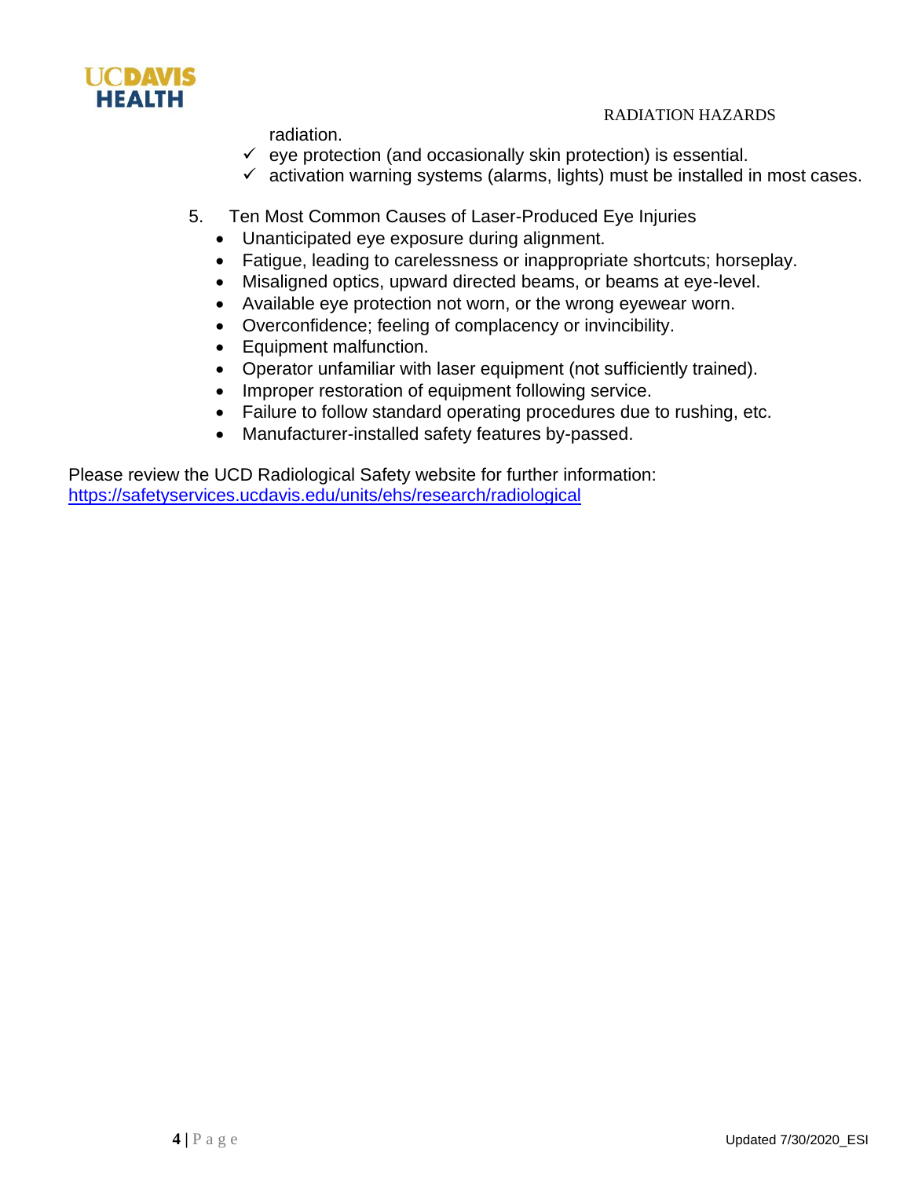radiation.

- ✓ eye protection (and occasionally skin protection) is essential.
- ✓ activation warning systems (alarms, lights) must be installed in most cases.

5. Ten Most Common Causes of Laser-Produced Eye Injuries
   - Unanticipated eye exposure during alignment.
   - Fatigue, leading to carelessness or inappropriate shortcuts; horseplay.
   - Misaligned optics, upward directed beams, or beams at eye-level.
   - Available eye protection not worn, or the wrong eyewear worn.
   - Overconfidence; feeling of complacency or invincibility.
   - Equipment malfunction.
   - Operator unfamiliar with laser equipment (not sufficiently trained).
   - Improper restoration of equipment following service.
   - Failure to follow standard operating procedures due to rushing, etc.
   - Manufacturer-installed safety features by-passed.

Please review the UCD Radiological Safety website for further information:
[https://safetyservices.ucdavis.edu/units/ehs/research/radiological](https://safetyservices.ucdavis.edu/units/ehs/research/radiological)